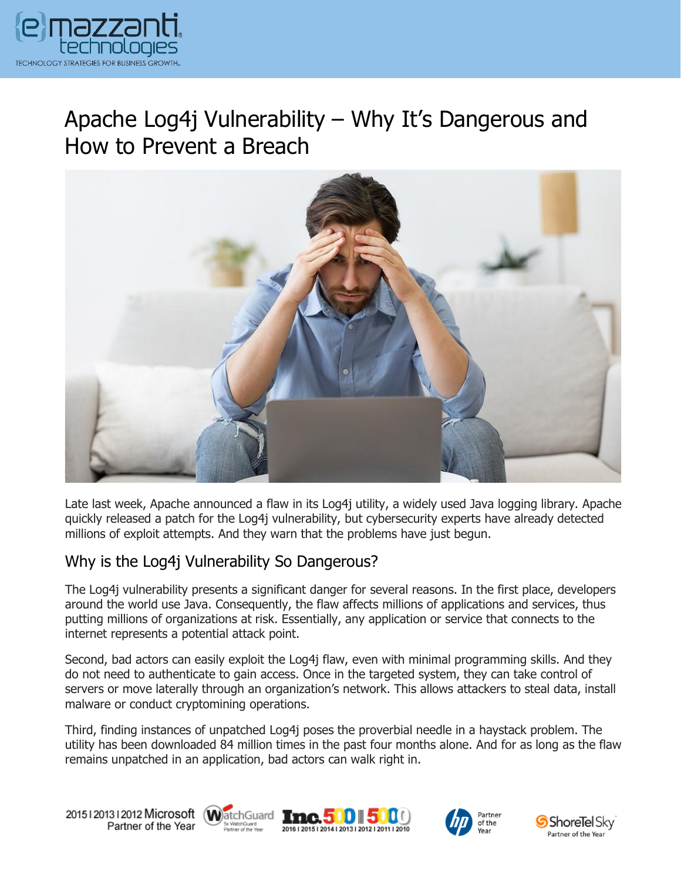# Apache Log4j Vulnerability – Why It's Dangerous and How to Prevent a Breach

Late last week, Apache announced a flaw in its Log4j utility, a widely used Java logging library. Apache quickly released a patch for the Log4j vulnerability, but cybersecurity experts have already detected millions of exploit attempts. And they warn that the problems have just begun.

## Why is the Log4j Vulnerability So Dangerous?

The Log4j vulnerability presents a significant danger for several reasons. In the first place, developers around the world use Java. Consequently, the flaw affects millions of applications and services, thus putting millions of organizations at risk. Essentially, any application or service that connects to the internet represents a potential attack point.

Second, bad actors can easily exploit the Log4j flaw, even with minimal programming skills. And they do not need to authenticate to gain access. Once in the targeted system, they can take control of servers or move laterally through an organization's network. This allows attackers to steal data, install malware or conduct cryptomining operations.

Third, finding instances of unpatched Log4j poses the proverbial needle in a haystack problem. The utility has been downloaded 84 million times in the past four months alone. And for as long as the flaw remains unpatched in an application, bad actors can walk right in.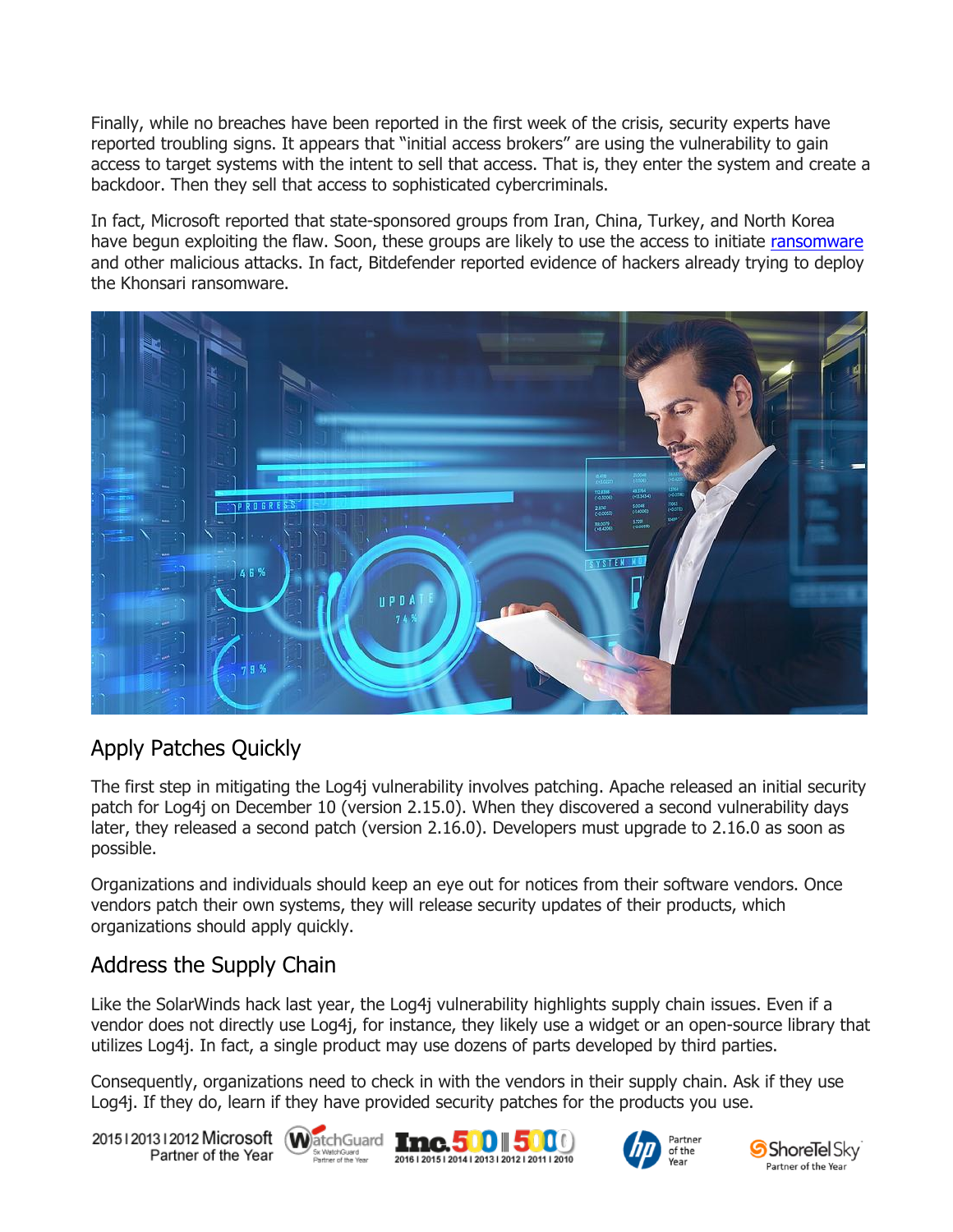Finally, while no breaches have been reported in the first week of the crisis, security experts have reported troubling signs. It appears that "initial access brokers" are using the vulnerability to gain access to target systems with the intent to sell that access. That is, they enter the system and create a backdoor. Then they sell that access to sophisticated cybercriminals.

In fact, Microsoft reported that state-sponsored groups from Iran, China, Turkey, and North Korea have begun exploiting the flaw. Soon, these groups are likely to use the access to initiate ransomware and other malicious attacks. In fact, Bitdefender reported evidence of hackers already trying to deploy the Khonsari ransomware.

## Apply Patches Quickly

The first step in mitigating the Log4j vulnerability involves patching. Apache released an initial security patch for Log4j on December 10 (version 2.15.0). When they discovered a second vulnerability days later, they released a second patch (version 2.16.0). Developers must upgrade to 2.16.0 as soon as possible.

Organizations and individuals should keep an eye out for notices from their software vendors. Once vendors patch their own systems, they will release security updates of their products, which organizations should apply quickly.

## Address the Supply Chain

Like the SolarWinds hack last year, the Log4j vulnerability highlights supply chain issues. Even if a vendor does not directly use Log4j, for instance, they likely use a widget or an open-source library that utilizes Log4j. In fact, a single product may use dozens of parts developed by third parties.

Consequently, organizations need to check in with the vendors in their supply chain. Ask if they use Log4j. If they do, learn if they have provided security patches for the products you use.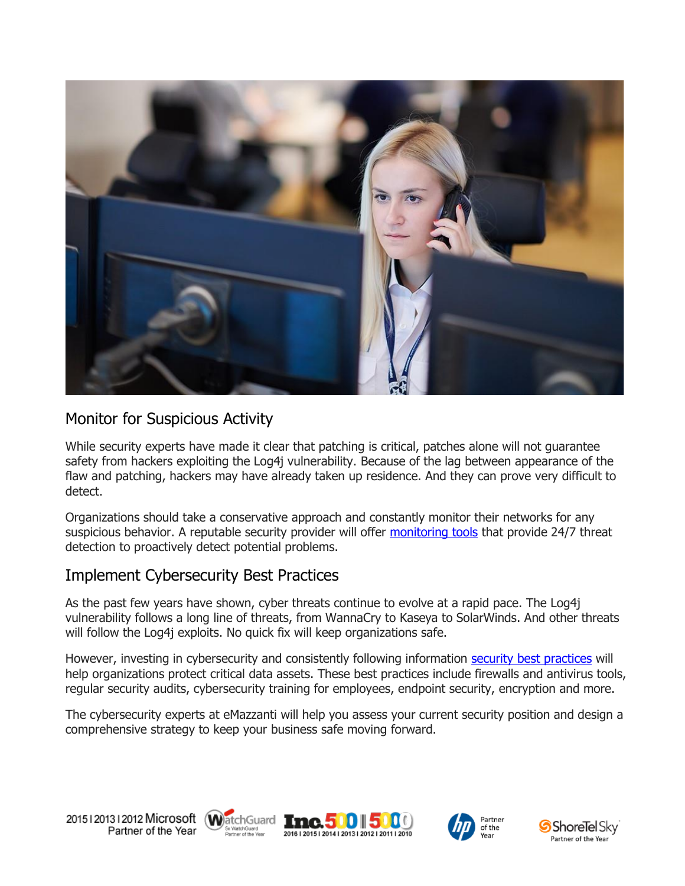## Monitor for Suspicious Activity

While security experts have made it clear that patching is critical, patches alone will not guarantee safety from hackers exploiting the Log4j vulnerability. Because of the lag between appearance of the flaw and patching, hackers may have already taken up residence. And they can prove very difficult to detect.

Organizations should take a conservative approach and constantly monitor their networks for any suspicious behavior. A reputable security provider will offer monitoring tools that provide 24/7 threat detection to proactively detect potential problems.

## Implement Cybersecurity Best Practices

As the past few years have shown, cyber threats continue to evolve at a rapid pace. The Log4j vulnerability follows a long line of threats, from WannaCry to Kaseya to SolarWinds. And other threats will follow the Log4j exploits. No quick fix will keep organizations safe.

However, investing in cybersecurity and consistently following information security best practices will help organizations protect critical data assets. These best practices include firewalls and antivirus tools, regular security audits, cybersecurity training for employees, endpoint security, encryption and more.

The cybersecurity experts at eMazzanti will help you assess your current security position and design a comprehensive strategy to keep your business safe moving forward.

2015 I 2013 I 2012 Microsoft Partner of the Year

WatchGuard 5x WatchGuard Partner of the Year

Inc. 500 | 5000 2016 I 2015 I 2014 I 2013 I 2012 I 2011 I 2010

hp Partner of the Year

ShoreTel Sky Partner of the Year